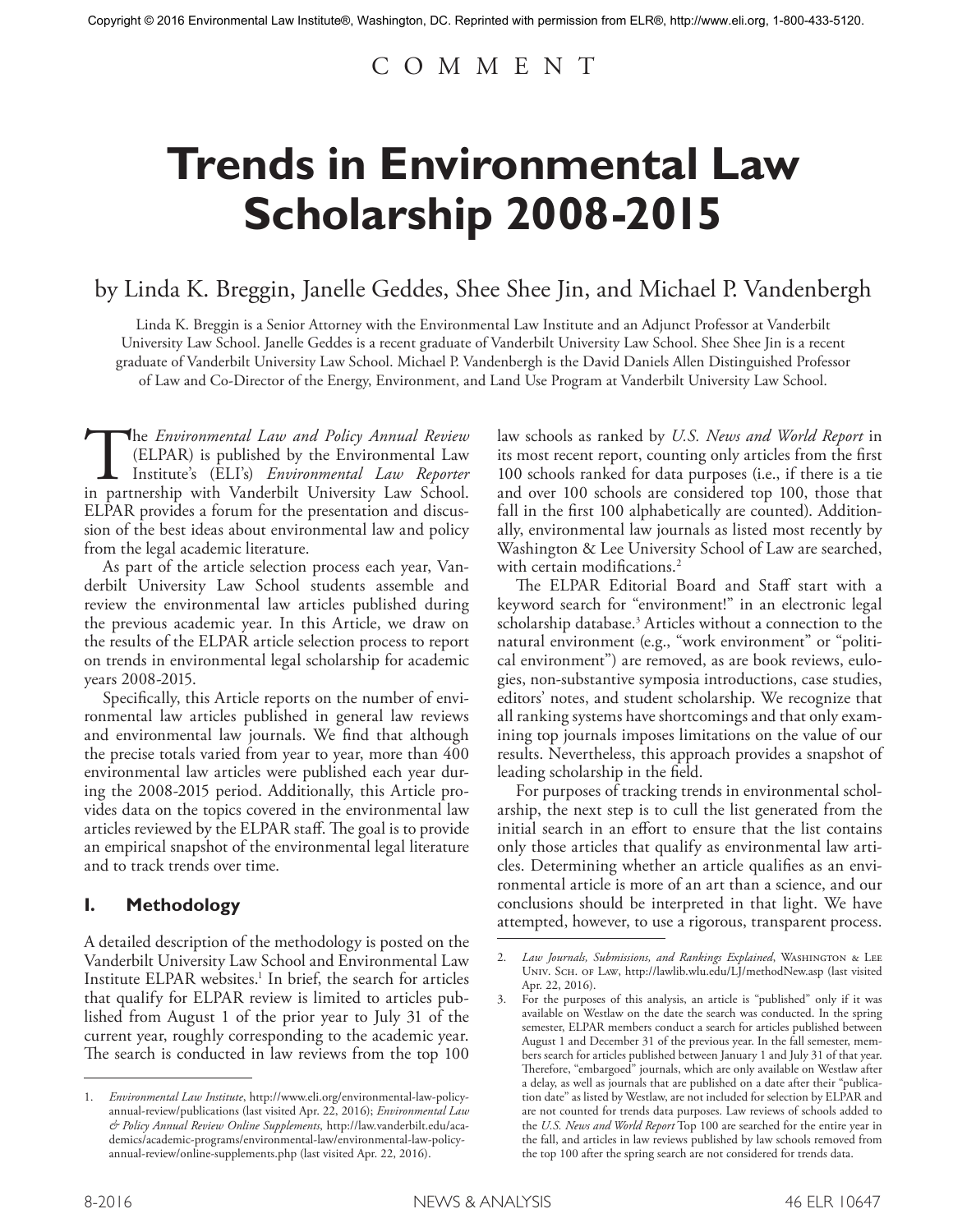Copyright © 2016 Environmental Law Institute®, Washington, DC. Reprinted with permission from ELR®, http://www.eli.org, 1-800-433-5120.

COMMENT

# Trends in Environmental Law Scholarship 2008-2015

by Linda K. Breggin, Janelle Geddes, Shee Shee Jin, and Michael P. Vandenbergh

Linda K. Breggin is a Senior Attorney with the Environmental Law Institute and an Adjunct Professor at Vanderbilt University Law School. Janelle Geddes is a recent graduate of Vanderbilt University Law School. Shee Shee Jin is a recent graduate of Vanderbilt University Law School. Michael P. Vandenbergh is the David Daniels Allen Distinguished Professor of Law and Co-Director of the Energy, Environment, and Land Use Program at Vanderbilt University Law School.

The *Environmental Law and Policy Annual Review* (ELPAR) is published by the Environmental Law Institute's (ELI's) *Environmental Law Reporter* in partnership with Vanderbilt University Law School. ELPAR provides a forum for the presentation and discussion of the best ideas about environmental law and policy from the legal academic literature.

As part of the article selection process each year, Vanderbilt University Law School students assemble and review the environmental law articles published during the previous academic year. In this Article, we draw on the results of the ELPAR article selection process to report on trends in environmental legal scholarship for academic years 2008-2015.

Specifically, this Article reports on the number of environmental law articles published in general law reviews and environmental law journals. We find that although the precise totals varied from year to year, more than 400 environmental law articles were published each year during the 2008-2015 period. Additionally, this Article provides data on the topics covered in the environmental law articles reviewed by the ELPAR staff. The goal is to provide an empirical snapshot of the environmental legal literature and to track trends over time.

## I. Methodology

A detailed description of the methodology is posted on the Vanderbilt University Law School and Environmental Law Institute ELPAR websites.[1] In brief, the search for articles that qualify for ELPAR review is limited to articles published from August 1 of the prior year to July 31 of the current year, roughly corresponding to the academic year. The search is conducted in law reviews from the top 100 law schools as ranked by *U.S. News and World Report* in its most recent report, counting only articles from the first 100 schools ranked for data purposes (i.e., if there is a tie and over 100 schools are considered top 100, those that fall in the first 100 alphabetically are counted). Additionally, environmental law journals as listed most recently by Washington & Lee University School of Law are searched, with certain modifications.[2]

The ELPAR Editorial Board and Staff start with a keyword search for "environment!" in an electronic legal scholarship database.[3] Articles without a connection to the natural environment (e.g., "work environment" or "political environment") are removed, as are book reviews, eulogies, non-substantive symposia introductions, case studies, editors' notes, and student scholarship. We recognize that all ranking systems have shortcomings and that only examining top journals imposes limitations on the value of our results. Nevertheless, this approach provides a snapshot of leading scholarship in the field.

For purposes of tracking trends in environmental scholarship, the next step is to cull the list generated from the initial search in an effort to ensure that the list contains only those articles that qualify as environmental law articles. Determining whether an article qualifies as an environmental article is more of an art than a science, and our conclusions should be interpreted in that light. We have attempted, however, to use a rigorous, transparent process.

---

1. *Environmental Law Institute*, http://www.eli.org/environmental-law-policy-annual-review/publications (last visited Apr. 22, 2016); *Environmental Law & Policy Annual Review Online Supplements*, http://law.vanderbilt.edu/academics/academic-programs/environmental-law/environmental-law-policy-annual-review/online-supplements.php (last visited Apr. 22, 2016).

2. *Law Journals, Submissions, and Rankings Explained*, Washington & Lee Univ. Sch. of Law, http://lawlib.wlu.edu/LJ/methodNew.asp (last visited Apr. 22, 2016).

3. For the purposes of this analysis, an article is "published" only if it was available on Westlaw on the date the search was conducted. In the spring semester, ELPAR members conduct a search for articles published between August 1 and December 31 of the previous year. In the fall semester, members search for articles published between January 1 and July 31 of that year. Therefore, "embargoed" journals, which are only available on Westlaw after a delay, as well as journals that are published on a date after their "publication date" as listed by Westlaw, are not included for selection by ELPAR and are not counted for trends data purposes. Law reviews of schools added to the *U.S. News and World Report* Top 100 are searched for the entire year in the fall, and articles in law reviews published by law schools removed from the top 100 after the spring search are not considered for trends data.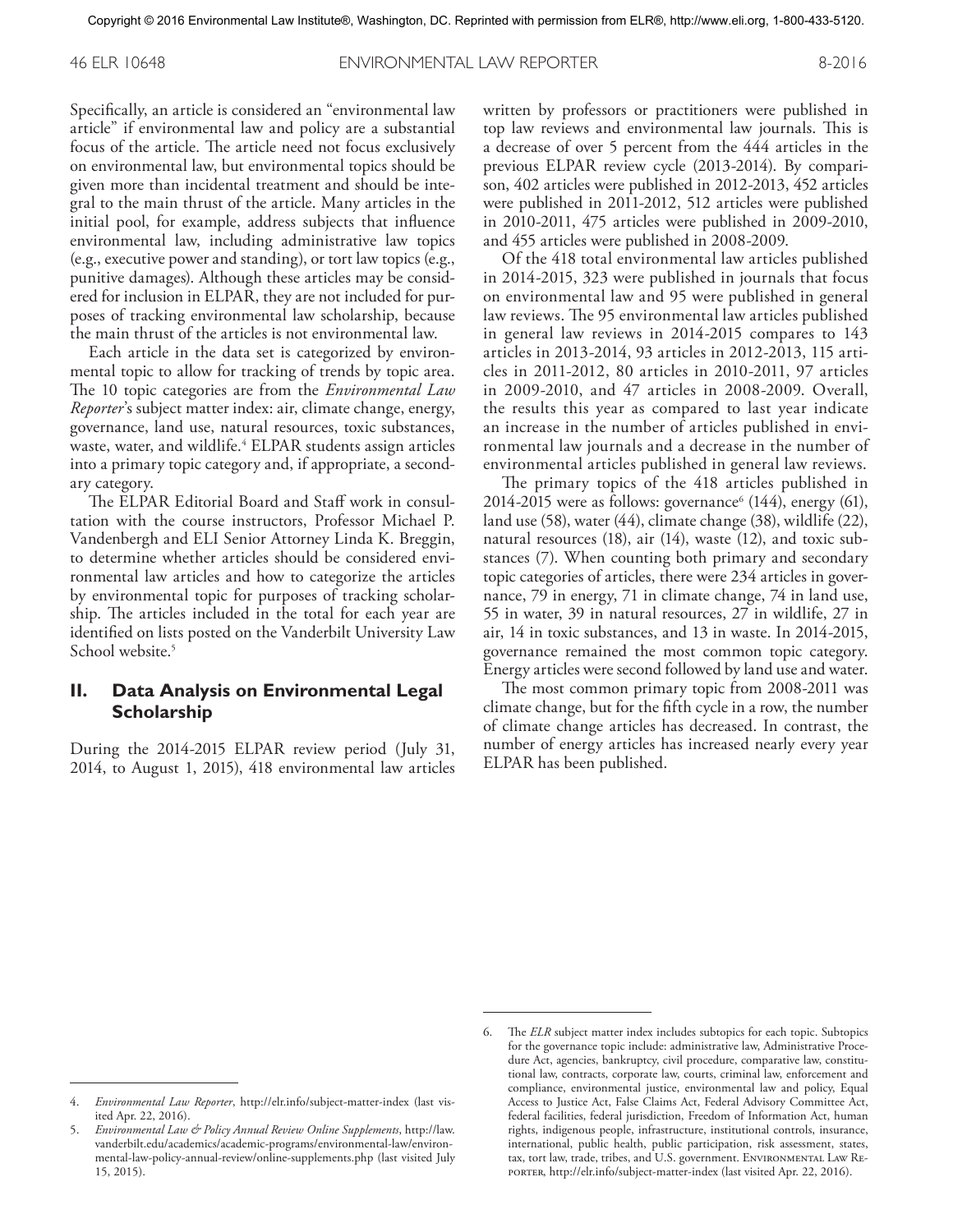Specifically, an article is considered an "environmental law article" if environmental law and policy are a substantial focus of the article. The article need not focus exclusively on environmental law, but environmental topics should be given more than incidental treatment and should be integral to the main thrust of the article. Many articles in the initial pool, for example, address subjects that influence environmental law, including administrative law topics (e.g., executive power and standing), or tort law topics (e.g., punitive damages). Although these articles may be considered for inclusion in ELPAR, they are not included for purposes of tracking environmental law scholarship, because the main thrust of the articles is not environmental law.

Each article in the data set is categorized by environmental topic to allow for tracking of trends by topic area. The 10 topic categories are from the *Environmental Law Reporter*'s subject matter index: air, climate change, energy, governance, land use, natural resources, toxic substances, waste, water, and wildlife.[4] ELPAR students assign articles into a primary topic category and, if appropriate, a secondary category.

The ELPAR Editorial Board and Staff work in consultation with the course instructors, Professor Michael P. Vandenbergh and ELI Senior Attorney Linda K. Breggin, to determine whether articles should be considered environmental law articles and how to categorize the articles by environmental topic for purposes of tracking scholarship. The articles included in the total for each year are identified on lists posted on the Vanderbilt University Law School website.[5]

## II. Data Analysis on Environmental Legal Scholarship

During the 2014-2015 ELPAR review period (July 31, 2014, to August 1, 2015), 418 environmental law articles written by professors or practitioners were published in top law reviews and environmental law journals. This is a decrease of over 5 percent from the 444 articles in the previous ELPAR review cycle (2013-2014). By comparison, 402 articles were published in 2012-2013, 452 articles were published in 2011-2012, 512 articles were published in 2010-2011, 475 articles were published in 2009-2010, and 455 articles were published in 2008-2009.

Of the 418 total environmental law articles published in 2014-2015, 323 were published in journals that focus on environmental law and 95 were published in general law reviews. The 95 environmental law articles published in general law reviews in 2014-2015 compares to 143 articles in 2013-2014, 93 articles in 2012-2013, 115 articles in 2011-2012, 80 articles in 2010-2011, 97 articles in 2009-2010, and 47 articles in 2008-2009. Overall, the results this year as compared to last year indicate an increase in the number of articles published in environmental law journals and a decrease in the number of environmental articles published in general law reviews.

The primary topics of the 418 articles published in 2014-2015 were as follows: governance[6] (144), energy (61), land use (58), water (44), climate change (38), wildlife (22), natural resources (18), air (14), waste (12), and toxic substances (7). When counting both primary and secondary topic categories of articles, there were 234 articles in governance, 79 in energy, 71 in climate change, 74 in land use, 55 in water, 39 in natural resources, 27 in wildlife, 27 in air, 14 in toxic substances, and 13 in waste. In 2014-2015, governance remained the most common topic category. Energy articles were second followed by land use and water.

The most common primary topic from 2008-2011 was climate change, but for the fifth cycle in a row, the number of climate change articles has decreased. In contrast, the number of energy articles has increased nearly every year ELPAR has been published.

---

4. *Environmental Law Reporter*, http://elr.info/subject-matter-index (last visited Apr. 22, 2016).

5. *Environmental Law & Policy Annual Review Online Supplements*, http://law.vanderbilt.edu/academics/academic-programs/environmental-law/environmental-law-policy-annual-review/online-supplements.php (last visited July 15, 2015).

6. The *ELR* subject matter index includes subtopics for each topic. Subtopics for the governance topic include: administrative law, Administrative Procedure Act, agencies, bankruptcy, civil procedure, comparative law, constitutional law, contracts, corporate law, courts, criminal law, enforcement and compliance, environmental justice, environmental law and policy, Equal Access to Justice Act, False Claims Act, Federal Advisory Committee Act, federal facilities, federal jurisdiction, Freedom of Information Act, human rights, indigenous people, infrastructure, institutional controls, insurance, international, public health, public participation, risk assessment, states, tax, tort law, trade, tribes, and U.S. government. Environmental Law Reporter, http://elr.info/subject-matter-index (last visited Apr. 22, 2016).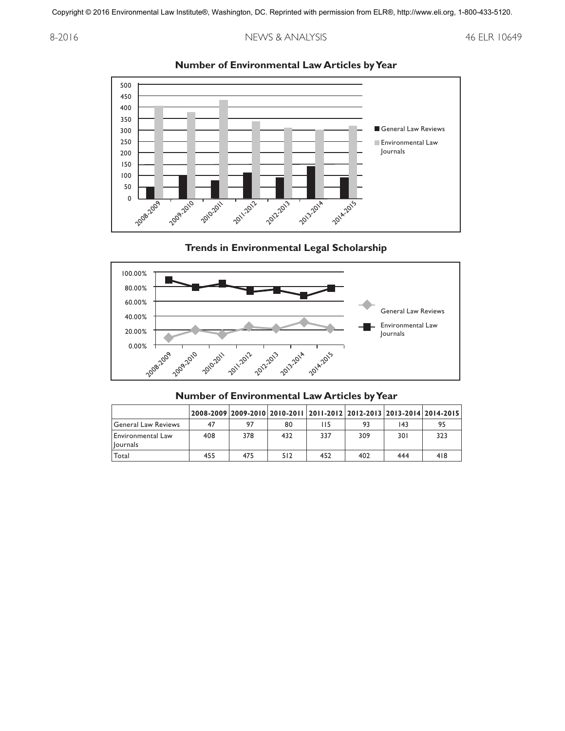Copyright © 2016 Environmental Law Institute®, Washington, DC. Reprinted with permission from ELR®, http://www.eli.org, 1-800-433-5120.

**Number of Environmental Law Articles by Year**

**Trends in Environmental Legal Scholarship**

**Number of Environmental Law Articles by Year**

| | 2008-2009 | 2009-2010 | 2010-2011 | 2011-2012 | 2012-2013 | 2013-2014 | 2014-2015 |
|---|---|---|---|---|---|---|---|
| General Law Reviews | 47 | 97 | 80 | 115 | 93 | 143 | 95 |
| Environmental Law Journals | 408 | 378 | 432 | 337 | 309 | 301 | 323 |
| Total | 455 | 475 | 512 | 452 | 402 | 444 | 418 |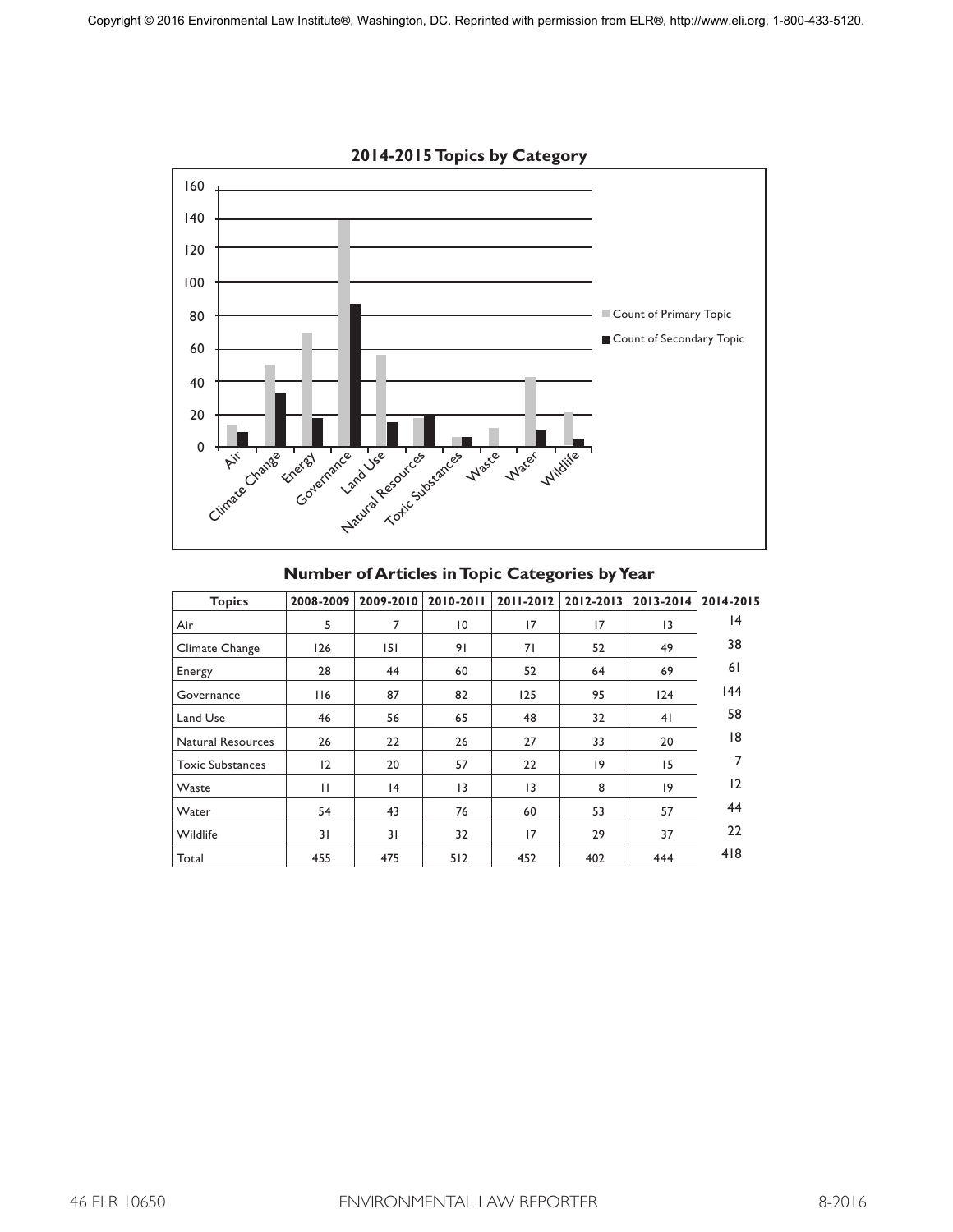Copyright © 2016 Environmental Law Institute®, Washington, DC. Reprinted with permission from ELR®, http://www.eli.org, 1-800-433-5120.

**2014-2015 Topics by Category**

160
140
120
100
80
60
40
20
0

Air
Climate Change
Energy
Governance
Land Use
Natural Resources
Toxic Substances
Waste
Water
Wildlife

Count of Primary Topic
Count of Secondary Topic

**Number of Articles in Topic Categories by Year**

| Topics | 2008-2009 | 2009-2010 | 2010-2011 | 2011-2012 | 2012-2013 | 2013-2014 | 2014-2015 |
|---|---|---|---|---|---|---|---|
| Air | 5 | 7 | 10 | 17 | 17 | 13 | 14 |
| Climate Change | 126 | 151 | 91 | 71 | 52 | 49 | 38 |
| Energy | 28 | 44 | 60 | 52 | 64 | 69 | 61 |
| Governance | 116 | 87 | 82 | 125 | 95 | 124 | 144 |
| Land Use | 46 | 56 | 65 | 48 | 32 | 41 | 58 |
| Natural Resources | 26 | 22 | 26 | 27 | 33 | 20 | 18 |
| Toxic Substances | 12 | 20 | 57 | 22 | 19 | 15 | 7 |
| Waste | 11 | 14 | 13 | 13 | 8 | 19 | 12 |
| Water | 54 | 43 | 76 | 60 | 53 | 57 | 44 |
| Wildlife | 31 | 31 | 32 | 17 | 29 | 37 | 22 |
| Total | 455 | 475 | 512 | 452 | 402 | 444 | 418 |